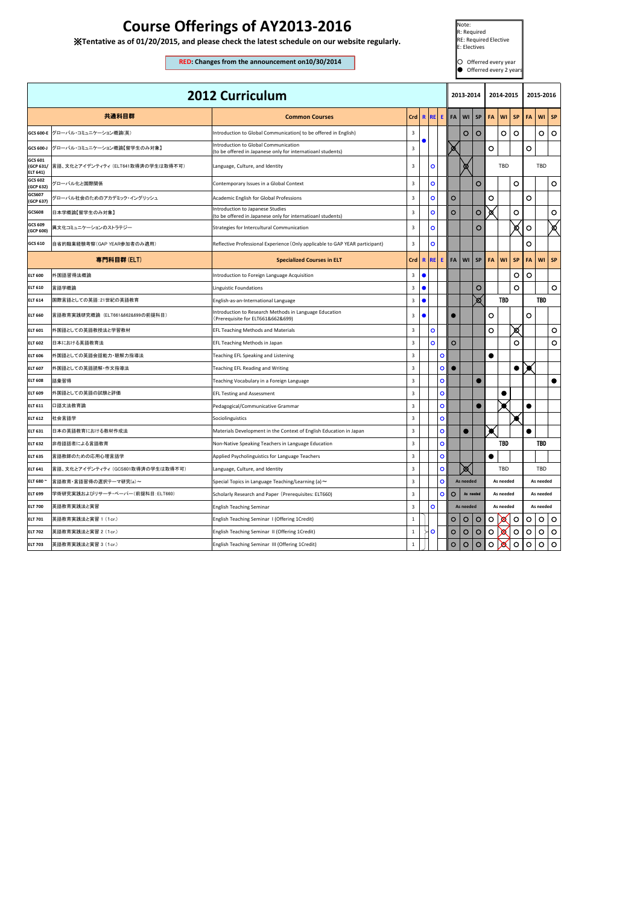# Course Offerings of AY2013-2016

**※Tentative as of 01/20/2015, and please check the latest schedule on our website regularly.**

**RED: Changes from the announcement on10/30/2014**

Note:
R: Required
RE: Required Elective
E: Electives

○ Offered every year
● Offerred every 2 years

## 2012 Curriculum

| Code | 共通科目群 | Common Courses | Crd | R | RE | E | 2013-2014 FA | 2013-2014 WI | 2013-2014 SP | 2014-2015 FA | 2014-2015 WI | 2014-2015 SP | 2015-2016 FA | 2015-2016 WI | 2015-2016 SP |
|---|---|---|---|---|---|---|---|---|---|---|---|---|---|---|---|
| GCS 600-E | グローバル・コミュニケーション概論(英) | Introduction to Global Communication( to be offered in English) | 3 | ● | | | | ○ | ○ | | ○ | ○ | | ○ | ○ |
| GCS 600-J | グローバル・コミュニケーション概論【留学生のみ対象】 | Introduction to Global Communication (to be offered in Japanese only for internationl students) | 3 | | | | ~~○~~ | | | ○ | | | ○ | | |
| GCS 601 (GCP 631/ ELT 641) | 言語、文化とアイデンティティ (ELT641取得済の学生は取得不可) | Language, Culture, and Identity | 3 | | ○ | | | ~~○~~ | | TBD | | | TBD | | |
| GCS 602 (GCP 632) | グローバル化と国際関係 | Contemporary Issues in a Global Context | 3 | | ○ | | | | ○ | | | ○ | | | ○ |
| GCS607 (GCP 637) | グローバル社会のためのアカデミック・イングリッシュ | Academic English for Global Professions | 3 | | ○ | | ○ | | | ○ | | | ○ | | |
| GCS608 | 日本学概論【留学生のみ対象】 | Introduction to Japanese Studies (to be offered in Japanese only for internationl students) | 3 | | ○ | | ○ | | ○ | ~~○~~ | | ○ | | | ○ |
| GCS 609 (GCP 600) | 異文化コミュニケーションのストラテジー | Strategies for Intercultural Communication | 3 | | ○ | | | | ○ | | | ~~○~~ | ○ | | ~~○~~ |
| GCS 610 | 自省的職業経験考察(GAP YEAR参加者のみ適用) | Reflective Professional Experience (Only applicable to GAP YEAR participant) | 3 | | ○ | | | | | | | | ○ | | |
| | **専門科目群 (ELT)** | **Specialized Courses in ELT** | **Crd** | **R** | **RE** | **E** | **FA** | **WI** | **SP** | **FA** | **WI** | **SP** | **FA** | **WI** | **SP** |
| ELT 600 | 外国語習得法概論 | Introduction to Foreign Language Acquisition | 3 | ● | | | | | | | | ○ | ○ | | |
| ELT 610 | 言語学概論 | Linguistic Foundations | 3 | ● | | | | | ○ | | | ○ | | | ○ |
| ELT 614 | 国際言語としての英語：21世紀の英語教育 | English-as-an-International Language | 3 | ● | | | | | ~~○~~ | TBD | | | TBD | | |
| ELT 660 | 言語教育実践研究概論 (ELT661&662&699の前提科目) | Introduction to Research Methods in Language Education (Prerequisite for ELT661&662&699) | 3 | ● | | | ● | | | ○ | | | ○ | | |
| ELT 601 | 外国語としての英語教授法と学習教材 | EFL Teaching Methods and Materials | 3 | | ○ | | | | | ○ | | ~~○~~ | | | ○ |
| ELT 602 | 日本における英語教育法 | EFL Teaching Methods in Japan | 3 | | ○ | | ○ | | | | | ○ | | | ○ |
| ELT 606 | 外国語としての英語会話能力・聴解力指導法 | Teaching EFL Speaking and Listening | 3 | | | ○ | | | | ● | | | | | |
| ELT 607 | 外国語としての英語読解・作文指導法 | Teaching EFL Reading and Writing | 3 | | | ○ | ● | | | | | ● | ~~●~~ | | |
| ELT 608 | 語彙習得 | Teaching Vocabulary in a Foreign Language | 3 | | | ○ | | | ● | | | | | | ● |
| ELT 609 | 外国語としての英語の試験と評価 | EFL Testing and Assessment | 3 | | | ○ | | | | | ● | | | | |
| ELT 611 | 口語文法教育論 | Pedagogical/Communicative Grammar | 3 | | | ○ | | | ● | | ~~●~~ | | ● | | |
| ELT 612 | 社会言語学 | Sociolinguistics | 3 | | | ○ | | | | | | ~~●~~ | | | |
| ELT 631 | 日本の英語教育における教材作成法 | Materials Development in the Context of English Education in Japan | 3 | | | ○ | | ● | | ~~●~~ | | | ● | | |
| ELT 632 | 非母語話者による言語教育 | Non-Native Speaking Teachers in Language Education | 3 | | | ○ | | | | TBD | | | TBD | | |
| ELT 635 | 言語教師のための応用心理言語学 | Applied Psycholinguistics for Language Teachers | 3 | | | ○ | | | | ● | | | | | |
| ELT 641 | 言語、文化とアイデンティティ (GCS601取得済の学生は取得不可) | Language, Culture, and Identity | 3 | | | ○ | | ~~○~~ | | TBD | | | TBD | | |
| ELT 680~ | 言語教育・言語習得の選択テーマ研究(a)～ | Special Topics in Language Teaching/Learning (a)～ | 3 | | | ○ | As needed | | | As needed | | | As needed | | |
| ELT 699 | 学術研究実践およびリサーチ・ペーパー(前提科目：ELT660) | Scholarly Research and Paper (Prerequisites: ELT660) | 3 | | | ○ | ○ | As needed | | As needed | | | As needed | | |
| ELT 700 | 英語教育実践法と実習 | English Teaching Seminar | 3 | | ○ | | As needed | | | As needed | | | As needed | | |
| ELT 701 | 英語教育実践法と実習 1 (1cr.) | English Teaching Seminar I (Offering 1Credit) | 1 | | ○ | | ○ | ○ | ○ | ○ | ~~○~~ | ○ | ○ | ○ | ○ |
| ELT 702 | 英語教育実践法と実習 2 (1cr.) | English Teaching Seminar II (Offering 1Credit) | 1 | | | | ○ | ○ | ○ | ○ | ~~○~~ | ○ | ○ | ○ | ○ |
| ELT 703 | 英語教育実践法と実習 3 (1cr.) | English Teaching Seminar III (Offering 1Credit) | 1 | | | | ○ | ○ | ○ | ○ | ~~○~~ | ○ | ○ | ○ | ○ |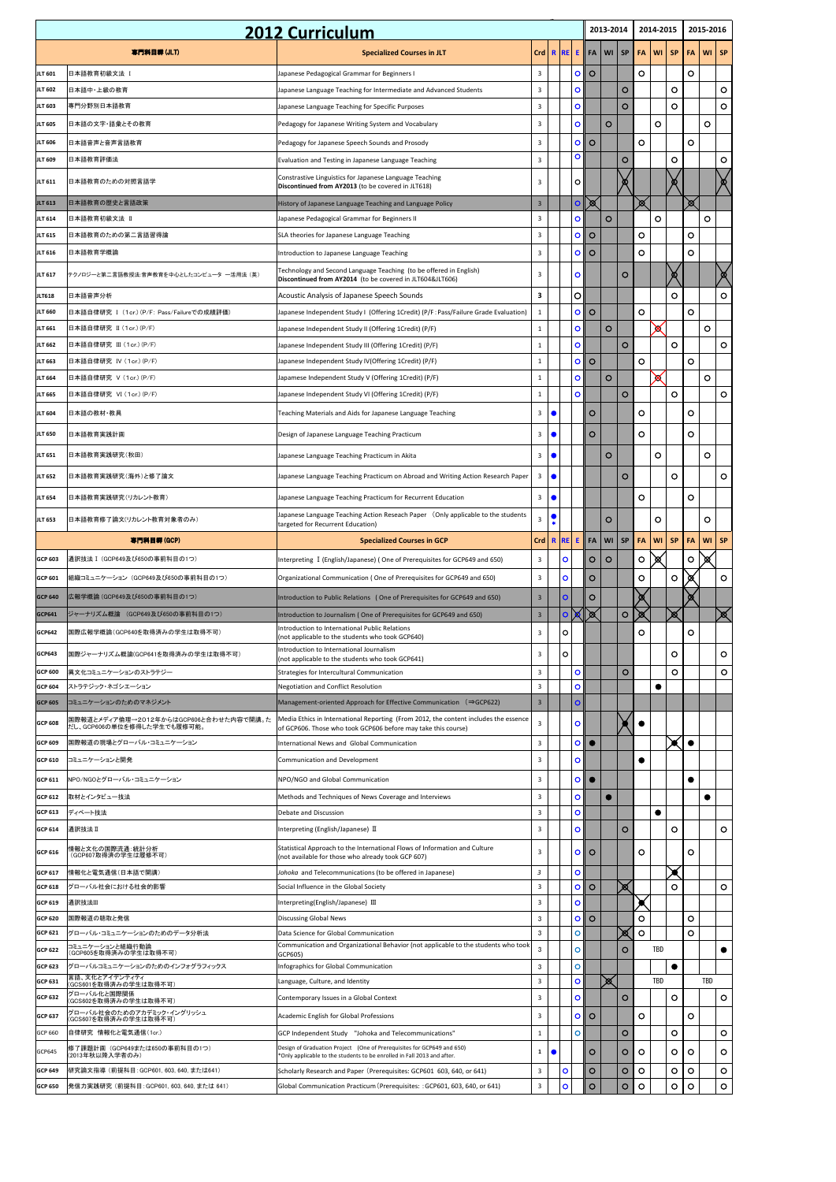# 2012 Curriculum

| | | | | | | | 2013-2014 | | | 2014-2015 | | | 2015-2016 | | |
|---|---|---|---|---|---|---|---|---|---|---|---|---|---|---|---|
| | **専門科目群 (JLT)** | **Specialized Courses in JLT** | **Crd** | **R** | **RE** | **E** | **FA** | **WI** | **SP** | **FA** | **WI** | **SP** | **FA** | **WI** | **SP** |
| JLT 601 | 日本語教育初級文法 I | Japanese Pedagogical Grammar for Beginners I | 3 | | | ○ | ○ | | | ○ | | | ○ | | |
| JLT 602 | 日本語中・上級の教育 | Japanese Language Teaching for Intermediate and Advanced Students | 3 | | | ○ | | | ○ | | | ○ | | | ○ |
| JLT 603 | 専門分野別日本語教育 | Japanese Language Teaching for Specific Purposes | 3 | | | ○ | | | ○ | | | ○ | | | ○ |
| JLT 605 | 日本語の文字・語彙とその教育 | Pedagogy for Japanese Writing System and Vocabulary | 3 | | | ○ | | ○ | | | ○ | | | ○ | |
| JLT 606 | 日本語音声と音声言語教育 | Pedagogy for Japanese Speech Sounds and Prosody | 3 | | | ○ | ○ | | | ○ | | | ○ | | |
| JLT 609 | 日本語教育評価法 | Evaluation and Testing in Japanese Language Teaching | 3 | | | ○ | | | ○ | | | ○ | | | ○ |
| JLT 611 | 日本語教育のための対照言語学 | Constrastive Linguistics for Japanese Language Teaching **Discontinued from AY2013 (to be covered in JLT618)** | 3 | | | ○ | | | ⊗ | | | ⊗ | | | ⊗ |
| JLT 613 | 日本語教育の歴史と言語政策 | History of Japanese Language Teaching and Language Policy | 3 | | | ○ | ⊗ | | | ⊗ | | | ⊗ | | |
| JLT 614 | 日本語教育初級文法 II | Japanese Pedagogical Grammar for Beginners II | 3 | | | ○ | | ○ | | | ○ | | | ○ | |
| JLT 615 | 日本語教育のための第二言語習得論 | SLA theories for Japanese Language Teaching | 3 | | | ○ | ○ | | | ○ | | | ○ | | |
| JLT 616 | 日本語教育学概論 | Introduction to Japanese Language Teaching | 3 | | | ○ | ○ | | | ○ | | | ○ | | |
| JLT 617 | テクノロジーと第二言語教授法:音声教育を中心としたコンピュータ 一活用法 (英) | Technology and Second Language Teaching (to be offered in English) **Discontinued from AY2014 (to be covered in JLT604&JLT606)** | 3 | | | ○ | | | ○ | | | ⊗ | | | ⊗ |
| JLT618 | 日本語音声分析 | Acoustic Analysis of Japanese Speech Sounds | **3** | | | ○ | | | | | | ○ | | | ○ |
| JLT 660 | 日本語自律研究 I (1cr.) (P/F: Pass/Failureでの成績評価) | Japanese Independent Study I (Offering 1Credit) (P/F : Pass/Failure Grade Evaluation) | 1 | | | ○ | ○ | | | ○ | | | ○ | | |
| JLT 661 | 日本語自律研究 II (1cr.) (P/F) | Japanese Independent Study II (Offering 1Credit) (P/F) | 1 | | | ○ | | ○ | | | ⊗ | | | ○ | |
| JLT 662 | 日本語自律研究 III (1cr.) (P/F) | Japanese Independent Study III (Offering 1Credit) (P/F) | 1 | | | ○ | | | ○ | | | ○ | | | ○ |
| JLT 663 | 日本語自律研究 IV (1cr.) (P/F) | Japanese Independent Study IV(Offering 1Credit) (P/F) | 1 | | | ○ | ○ | | | ○ | | | ○ | | |
| JLT 664 | 日本語自律研究 V (1cr.) (P/F) | Japamese Independent Study V (Offering 1Credit) (P/F) | 1 | | | ○ | | ○ | | | ⊗ | | | ○ | |
| JLT 665 | 日本語自律研究 VI (1cr.) (P/F) | Japanese Independent Study VI (Offering 1Credit) (P/F) | 1 | | | ○ | | | ○ | | | ○ | | | ○ |
| JLT 604 | 日本語の教材・教具 | Teaching Materials and Aids for Japanese Language Teaching | 3 | ● | | | ○ | | | ○ | | | ○ | | |
| JLT 650 | 日本語教育実践計画 | Design of Japanese Language Teaching Practicum | 3 | ● | | | ○ | | | ○ | | | ○ | | |
| JLT 651 | 日本語教育実践研究(秋田) | Japanese Language Teaching Practicum in Akita | 3 | ● | | | | ○ | | | ○ | | | ○ | |
| JLT 652 | 日本語教育実践研究(海外)と修了論文 | Japanese Language Teaching Practicum on Abroad and Writing Action Research Paper | 3 | ● | | | | | ○ | | | ○ | | | ○ |
| JLT 654 | 日本語教育実践研究(リカレント教育) | Japanese Language Teaching Practicum for Recurrent Education | 3 | ● | | | | | | ○ | | | ○ | | |
| JLT 653 | 日本語教育修了論文(リカレント教育対象者のみ) | Japanese Language Teaching Action Reseach Paper (Only applicable to the students targeted for Recurrent Education) | 3 | ● | | | | ○ | | | ○ | | | ○ | |
| | **専門科目群 (GCP)** | **Specialized Courses in GCP** | **Crd** | **R** | **RE** | **E** | **FA** | **WI** | **SP** | **FA** | **WI** | **SP** | **FA** | **WI** | **SP** |
| GCP 603 | 通訳技法 I (GCP649及び650の事前科目の1つ) | Interpreting I (English/Japanese) ( One of Prerequisites for GCP649 and 650) | 3 | | ○ | | ○ | ○ | | ○ | ⊗ | | ○ | ⊗ | |
| GCP 601 | 組織コミュニケーション (GCP649及び650の事前科目の1つ) | Organizational Communication ( One of Prerequisites for GCP649 and 650) | 3 | | ○ | | ○ | | | ○ | | ○ | ⊗ | | ○ |
| GCP 640 | 広報学概論 (GCP649及び650の事前科目の1つ) | Introduction to Public Relations ( One of Prerequisites for GCP649 and 650) | 3 | | ○ | | ○ | | | ⊗ | | | ⊗ | | |
| GCP641 | ジャーナリズム概論 (GCP649及び650の事前科目の1つ) | Introduction to Journalism ( One of Prerequisites for GCP649 and 650) | 3 | | ○ | ⊗ | ⊗ | | ○ | ⊗ | | ⊗ | | | ⊗ |
| GCP642 | 国際広報学概論(GCP640を取得済みの学生は取得不可) | Introduction to International Public Relations (not applicable to the students who took GCP640) | 3 | | ○ | | | | | ○ | | | ○ | | |
| GCP643 | 国際ジャーナリズム概論(GCP641を取得済みの学生は取得不可) | Introduction to International Journalism (not applicable to the students who took GCP641) | 3 | | ○ | | | | | | | ○ | | | ○ |
| GCP 600 | 異文化コミュニケーションのストラテジー | Strategies for Intercultural Communication | 3 | | | ○ | | | ○ | | | ○ | | | ○ |
| GCP 604 | ストラテジック・ネゴシエーション | Negotiation and Conflict Resolution | 3 | | | ○ | | | | | ● | | | | |
| GCP 605 | コミュニケーションのためのマネジメント | Management-oriented Approach for Effective Communication (⇒GCP622) | 3 | | | ○ | | | | | | | | | |
| GCP 608 | 国際報道とメディア倫理→2012年からはGCP606と合わせた内容で開講。ただし、GCP606の単位を修得した学生でも履修可能。 | Media Ethics in International Reporting (From 2012, the content includes the essence of GCP606. Those who took GCP606 before may take this course) | 3 | | | ○ | | | ⊗ | ● | | | | | |
| GCP 609 | 国際報道の現場とグローバル・コミュニケーション | International News and Global Communication | 3 | | | ○ | ● | | | | | ⊗ | ● | | |
| GCP 610 | コミュニケーションと開発 | Communication and Development | 3 | | | ○ | | | | ● | | | | | |
| GCP 611 | NPO/NGOとグローバル・コミュニケーション | NPO/NGO and Global Communication | 3 | | | ○ | ● | | | | | | ● | | |
| GCP 612 | 取材とインタビュー技法 | Methods and Techniques of News Coverage and Interviews | 3 | | | ○ | | ● | | | | | | ● | |
| GCP 613 | ディベート技法 | Debate and Discussion | 3 | | | ○ | | | | | ● | | | | |
| GCP 614 | 通訳技法 II | Interpreting (English/Japanese) II | 3 | | | ○ | | | ○ | | | ○ | | | ○ |
| GCP 616 | 情報と文化の国際流通:統計分析 (GCP607取得済の学生は履修不可) | Statistical Approach to the International Flows of Information and Culture (not available for those who already took GCP 607) | 3 | | | ○ | ○ | | | ○ | | | ○ | | |
| GCP 617 | 情報化と電気通信(日本語で開講) | *Johoka* and Telecommunications (to be offered in Japanese) | 3 | | | ○ | | | | | | ⊗ | | | |
| GCP 618 | グローバル社会における社会的影響 | Social Influence in the Global Society | 3 | | | ○ | ○ | | ⊗ | | | ○ | | | ○ |
| GCP 619 | 通訳技法III | Interpreting(English/Japanese) III | 3 | | | ○ | | | | ⊗ | | | | | |
| GCP 620 | 国際報道の聴取と発信 | Discussing Global News | 3 | | | ○ | ○ | | | ○ | | | ○ | | |
| GCP 621 | グローバル・コミュニケーションのためのデータ分析法 | Data Science for Global Communication | 3 | | | ○ | | | ⊗ | ○ | | | ○ | | |
| GCP 622 | コミュニケーションと組織行動論 (GCP605を取得済みの学生は取得不可) | Communication and Organizational Behavior (not applicable to the students who took GCP605) | 3 | | | ○ | | | ○ | | TBD | | | | ● |
| GCP 623 | グローバルコミュニケーションのためのインフォグラフィックス | Infographics for Global Communication | 3 | | | ○ | | | | | | ● | | | |
| GCP 631 | 言語、文化とアイデンティティ (GCS601を取得済みの学生は取得不可) | Language, Culture, and Identity | 3 | | | ○ | | ⊗ | | | TBD | | | TBD | |
| GCP 632 | グローバル化と国際関係 (GCS602を取得済みの学生は取得不可) | Contemporary Issues in a Global Context | 3 | | | ○ | | | ○ | | | ○ | | | ○ |
| GCP 637 | グローバル社会のためのアカデミック・イングリッシュ (GCS607を取得済みの学生は取得不可) | Academic English for Global Professions | 3 | | | ○ | ○ | | | ○ | | | ○ | | |
| GCP 660 | 自律研究 情報化と電気通信(1cr.) | GCP Independent Study "Johoka and Telecommunications" | 1 | | | ○ | | | ○ | | | ○ | | | ○ |
| GCP645 | 修了課題計画 (GCP649または650の事前科目の1つ) (2013年秋以降入学者のみ) | Design of Graduation Project (One of Prerequisites for GCP649 and 650) *Only applicable to the students to be enrolled in Fall 2013 and after. | 1 | ● | | | ○ | | ○ | ○ | | ○ | ○ | | ○ |
| GCP 649 | 研究論文指導 (前提科目:GCP601, 603, 640, または641) | Scholarly Research and Paper (Prerequisites: GCP601 603, 640, or 641) | 3 | | ○ | | ○ | | ○ | ○ | | ○ | ○ | | ○ |
| GCP 650 | 発信力実践研究 (前提科目:GCP601, 603, 640, または 641) | Global Communication Practicum (Prerequisites: :GCP601, 603, 640, or 641) | 3 | | ○ | | ○ | | ○ | ○ | | ○ | ○ | | ○ |